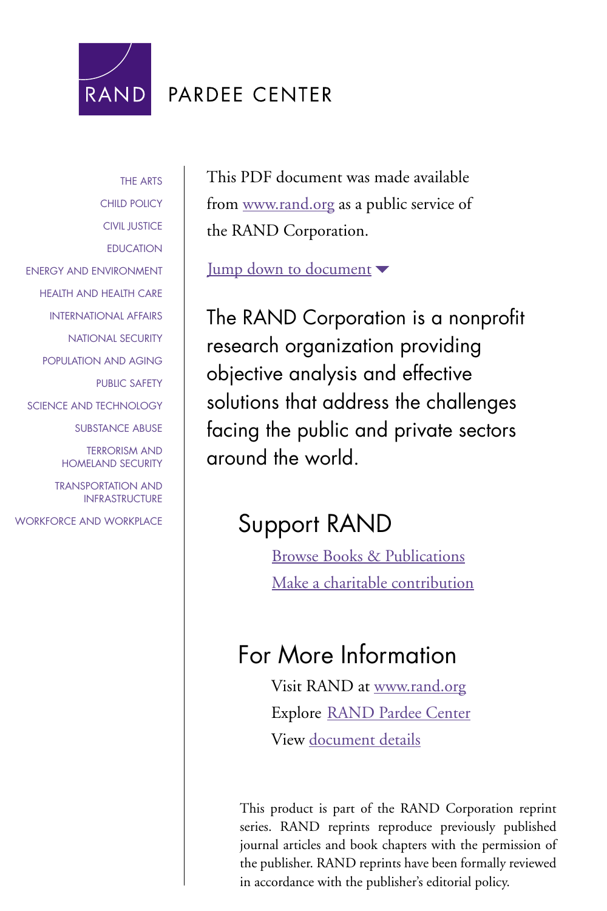RAND PARDEE CENTER

THE ARTS
CHILD POLICY
CIVIL JUSTICE
EDUCATION
ENERGY AND ENVIRONMENT
HEALTH AND HEALTH CARE
INTERNATIONAL AFFAIRS
NATIONAL SECURITY
POPULATION AND AGING
PUBLIC SAFETY
SCIENCE AND TECHNOLOGY
SUBSTANCE ABUSE
TERRORISM AND HOMELAND SECURITY
TRANSPORTATION AND INFRASTRUCTURE
WORKFORCE AND WORKPLACE

This PDF document was made available from www.rand.org as a public service of the RAND Corporation.

Jump down to document

The RAND Corporation is a nonprofit research organization providing objective analysis and effective solutions that address the challenges facing the public and private sectors around the world.

## Support RAND

Browse Books & Publications

Make a charitable contribution

## For More Information

Visit RAND at www.rand.org

Explore RAND Pardee Center

View document details

This product is part of the RAND Corporation reprint series. RAND reprints reproduce previously published journal articles and book chapters with the permission of the publisher. RAND reprints have been formally reviewed in accordance with the publisher's editorial policy.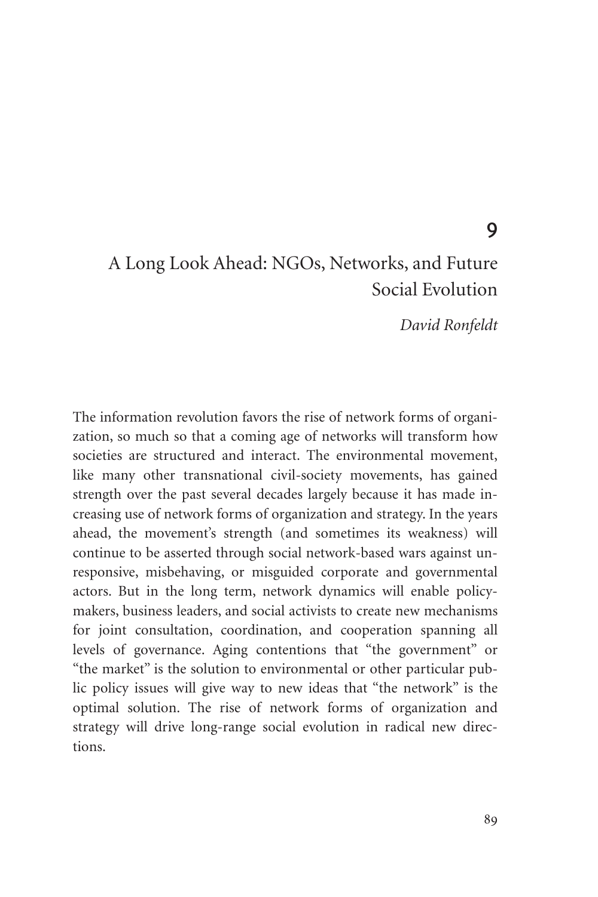# 9

# A Long Look Ahead: NGOs, Networks, and Future Social Evolution

*David Ronfeldt*

The information revolution favors the rise of network forms of organization, so much so that a coming age of networks will transform how societies are structured and interact. The environmental movement, like many other transnational civil-society movements, has gained strength over the past several decades largely because it has made increasing use of network forms of organization and strategy. In the years ahead, the movement's strength (and sometimes its weakness) will continue to be asserted through social network-based wars against unresponsive, misbehaving, or misguided corporate and governmental actors. But in the long term, network dynamics will enable policymakers, business leaders, and social activists to create new mechanisms for joint consultation, coordination, and cooperation spanning all levels of governance. Aging contentions that "the government" or "the market" is the solution to environmental or other particular public policy issues will give way to new ideas that "the network" is the optimal solution. The rise of network forms of organization and strategy will drive long-range social evolution in radical new directions.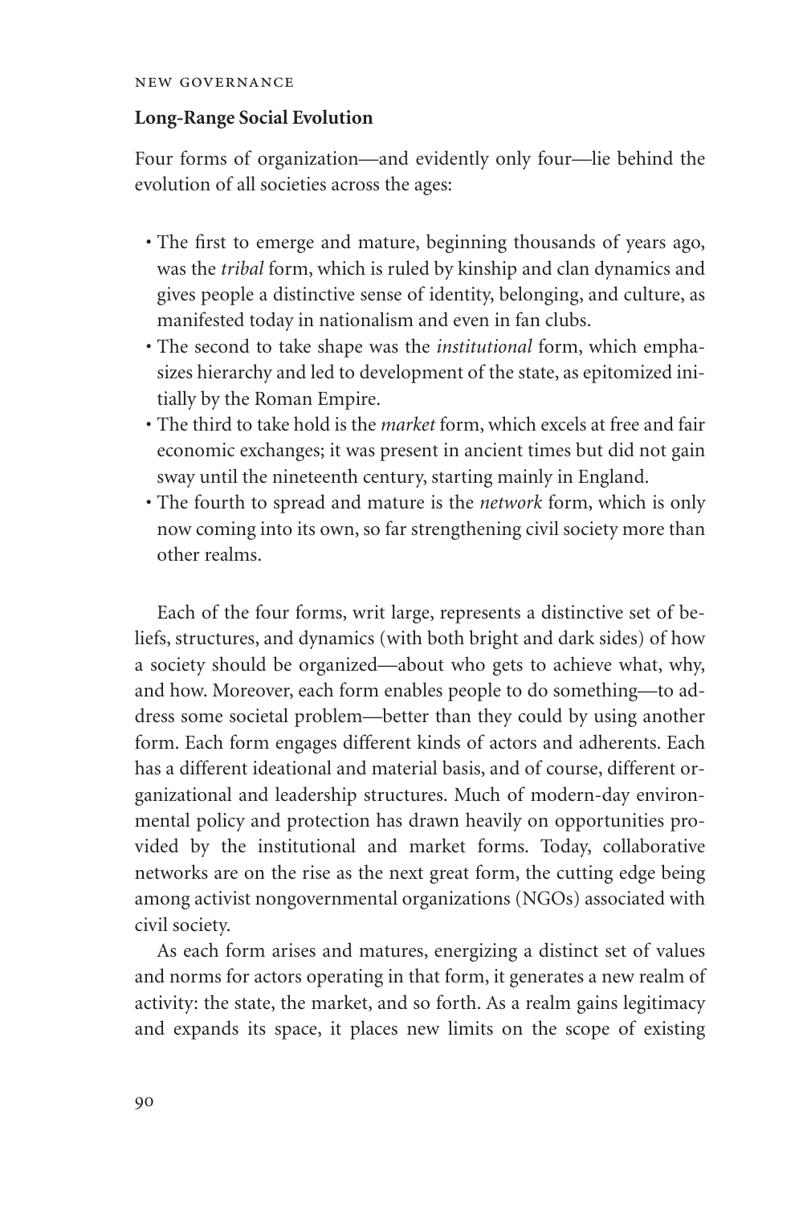### Long-Range Social Evolution

Four forms of organization—and evidently only four—lie behind the evolution of all societies across the ages:

- The first to emerge and mature, beginning thousands of years ago, was the *tribal* form, which is ruled by kinship and clan dynamics and gives people a distinctive sense of identity, belonging, and culture, as manifested today in nationalism and even in fan clubs.
- The second to take shape was the *institutional* form, which emphasizes hierarchy and led to development of the state, as epitomized initially by the Roman Empire.
- The third to take hold is the *market* form, which excels at free and fair economic exchanges; it was present in ancient times but did not gain sway until the nineteenth century, starting mainly in England.
- The fourth to spread and mature is the *network* form, which is only now coming into its own, so far strengthening civil society more than other realms.

Each of the four forms, writ large, represents a distinctive set of beliefs, structures, and dynamics (with both bright and dark sides) of how a society should be organized—about who gets to achieve what, why, and how. Moreover, each form enables people to do something—to address some societal problem—better than they could by using another form. Each form engages different kinds of actors and adherents. Each has a different ideational and material basis, and of course, different organizational and leadership structures. Much of modern-day environmental policy and protection has drawn heavily on opportunities provided by the institutional and market forms. Today, collaborative networks are on the rise as the next great form, the cutting edge being among activist nongovernmental organizations (NGOs) associated with civil society.

As each form arises and matures, energizing a distinct set of values and norms for actors operating in that form, it generates a new realm of activity: the state, the market, and so forth. As a realm gains legitimacy and expands its space, it places new limits on the scope of existing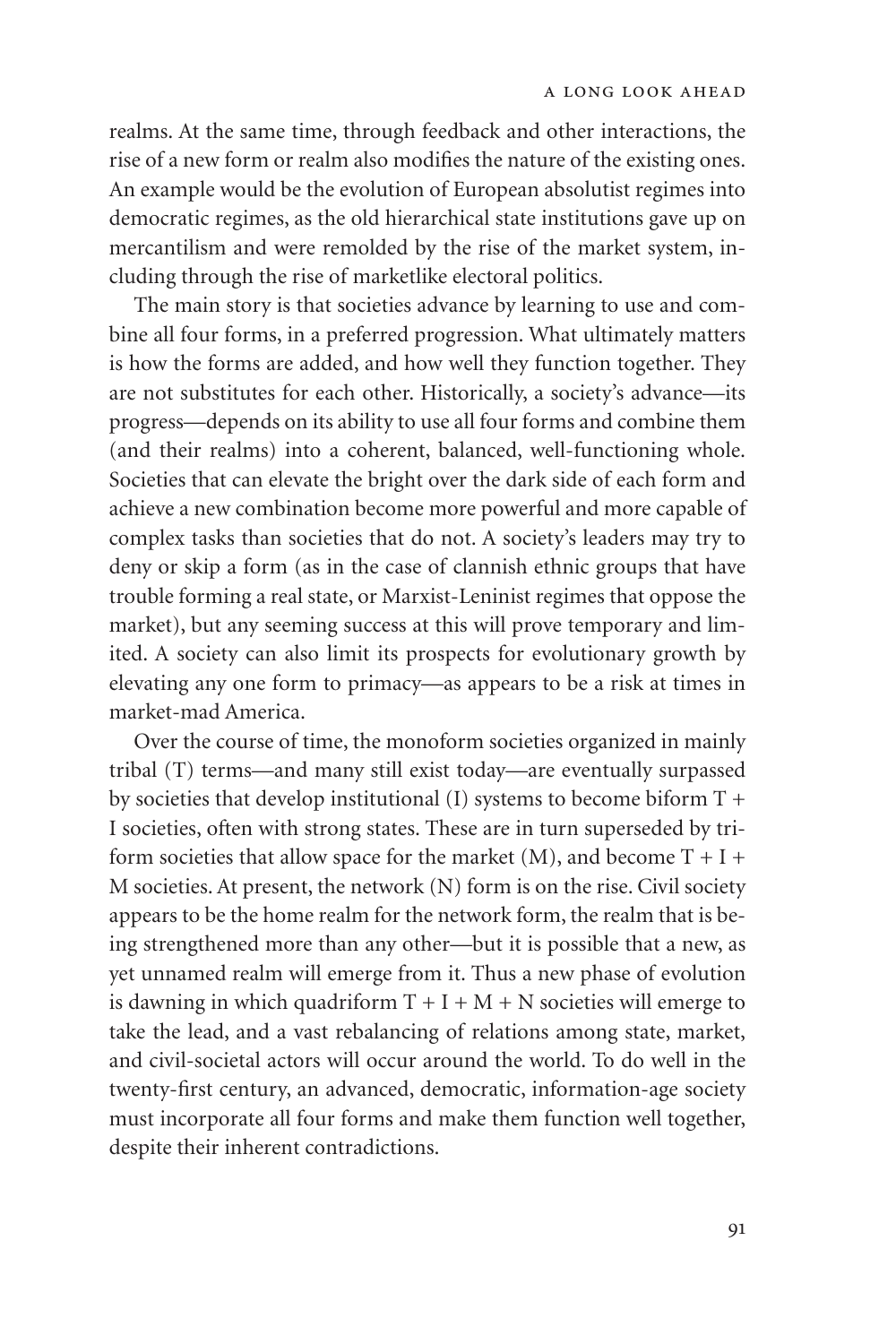realms. At the same time, through feedback and other interactions, the rise of a new form or realm also modifies the nature of the existing ones. An example would be the evolution of European absolutist regimes into democratic regimes, as the old hierarchical state institutions gave up on mercantilism and were remolded by the rise of the market system, including through the rise of marketlike electoral politics.

The main story is that societies advance by learning to use and combine all four forms, in a preferred progression. What ultimately matters is how the forms are added, and how well they function together. They are not substitutes for each other. Historically, a society's advance—its progress—depends on its ability to use all four forms and combine them (and their realms) into a coherent, balanced, well-functioning whole. Societies that can elevate the bright over the dark side of each form and achieve a new combination become more powerful and more capable of complex tasks than societies that do not. A society's leaders may try to deny or skip a form (as in the case of clannish ethnic groups that have trouble forming a real state, or Marxist-Leninist regimes that oppose the market), but any seeming success at this will prove temporary and limited. A society can also limit its prospects for evolutionary growth by elevating any one form to primacy—as appears to be a risk at times in market-mad America.

Over the course of time, the monoform societies organized in mainly tribal (T) terms—and many still exist today—are eventually surpassed by societies that develop institutional (I) systems to become biform T + I societies, often with strong states. These are in turn superseded by triform societies that allow space for the market (M), and become T + I + M societies. At present, the network (N) form is on the rise. Civil society appears to be the home realm for the network form, the realm that is being strengthened more than any other—but it is possible that a new, as yet unnamed realm will emerge from it. Thus a new phase of evolution is dawning in which quadriform T + I + M + N societies will emerge to take the lead, and a vast rebalancing of relations among state, market, and civil-societal actors will occur around the world. To do well in the twenty-first century, an advanced, democratic, information-age society must incorporate all four forms and make them function well together, despite their inherent contradictions.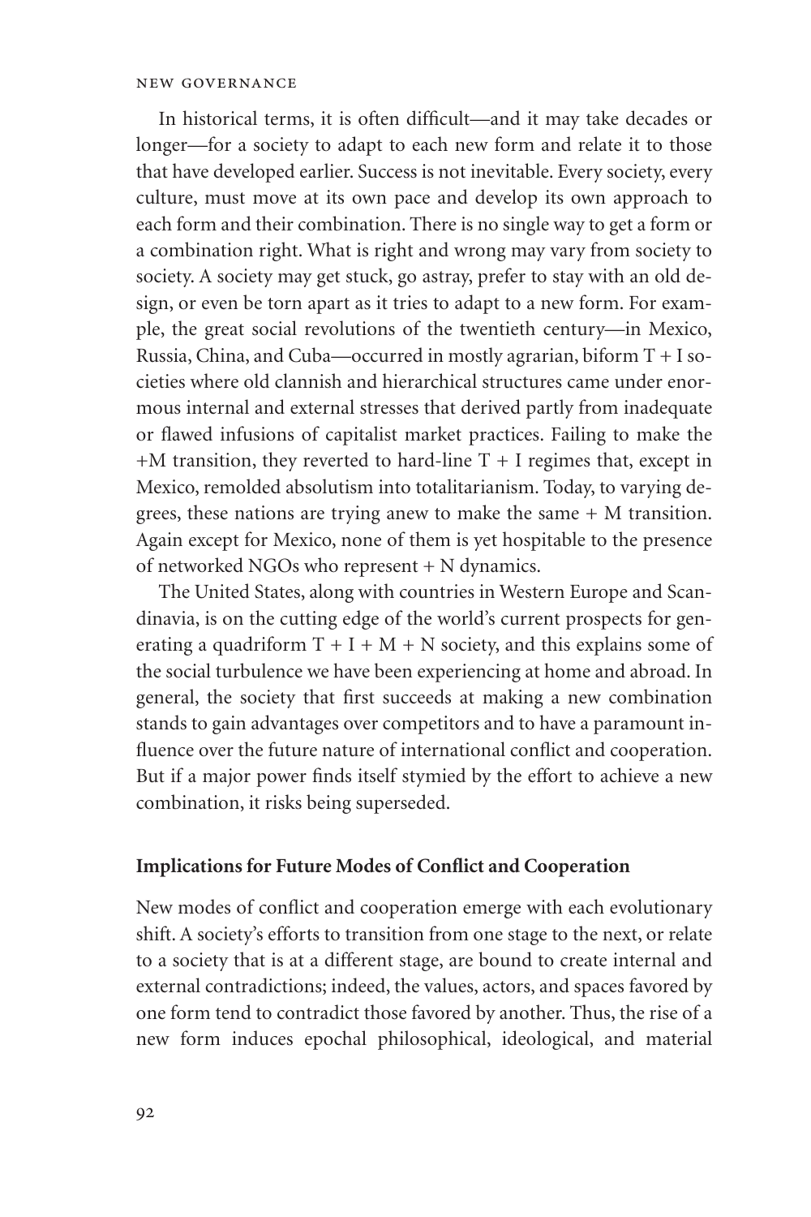In historical terms, it is often difficult—and it may take decades or longer—for a society to adapt to each new form and relate it to those that have developed earlier. Success is not inevitable. Every society, every culture, must move at its own pace and develop its own approach to each form and their combination. There is no single way to get a form or a combination right. What is right and wrong may vary from society to society. A society may get stuck, go astray, prefer to stay with an old design, or even be torn apart as it tries to adapt to a new form. For example, the great social revolutions of the twentieth century—in Mexico, Russia, China, and Cuba—occurred in mostly agrarian, biform T + I societies where old clannish and hierarchical structures came under enormous internal and external stresses that derived partly from inadequate or flawed infusions of capitalist market practices. Failing to make the +M transition, they reverted to hard-line T + I regimes that, except in Mexico, remolded absolutism into totalitarianism. Today, to varying degrees, these nations are trying anew to make the same + M transition. Again except for Mexico, none of them is yet hospitable to the presence of networked NGOs who represent + N dynamics.

The United States, along with countries in Western Europe and Scandinavia, is on the cutting edge of the world's current prospects for generating a quadriform T + I + M + N society, and this explains some of the social turbulence we have been experiencing at home and abroad. In general, the society that first succeeds at making a new combination stands to gain advantages over competitors and to have a paramount influence over the future nature of international conflict and cooperation. But if a major power finds itself stymied by the effort to achieve a new combination, it risks being superseded.

### Implications for Future Modes of Conflict and Cooperation

New modes of conflict and cooperation emerge with each evolutionary shift. A society's efforts to transition from one stage to the next, or relate to a society that is at a different stage, are bound to create internal and external contradictions; indeed, the values, actors, and spaces favored by one form tend to contradict those favored by another. Thus, the rise of a new form induces epochal philosophical, ideological, and material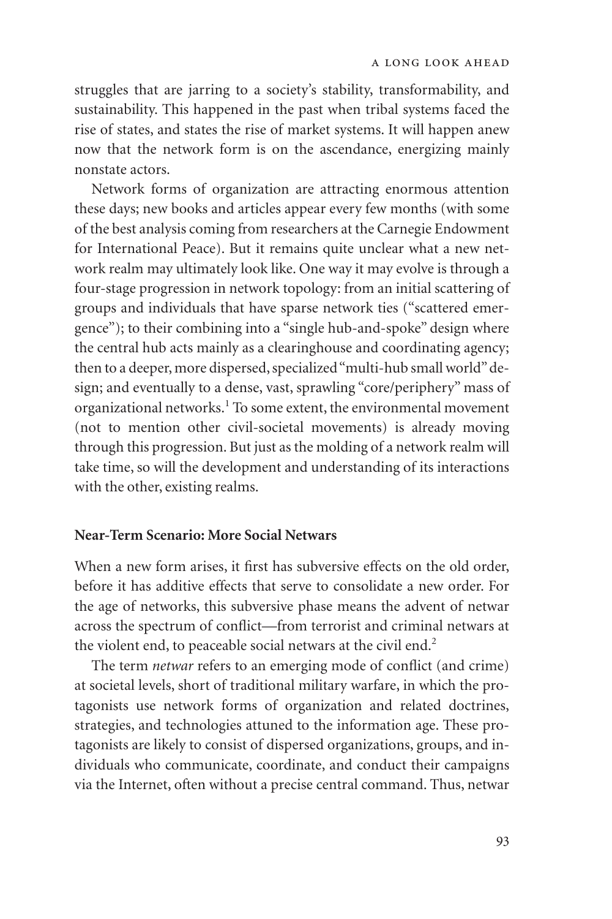struggles that are jarring to a society's stability, transformability, and sustainability. This happened in the past when tribal systems faced the rise of states, and states the rise of market systems. It will happen anew now that the network form is on the ascendance, energizing mainly nonstate actors.

Network forms of organization are attracting enormous attention these days; new books and articles appear every few months (with some of the best analysis coming from researchers at the Carnegie Endowment for International Peace). But it remains quite unclear what a new network realm may ultimately look like. One way it may evolve is through a four-stage progression in network topology: from an initial scattering of groups and individuals that have sparse network ties ("scattered emergence"); to their combining into a "single hub-and-spoke" design where the central hub acts mainly as a clearinghouse and coordinating agency; then to a deeper, more dispersed, specialized "multi-hub small world" design; and eventually to a dense, vast, sprawling "core/periphery" mass of organizational networks.[1] To some extent, the environmental movement (not to mention other civil-societal movements) is already moving through this progression. But just as the molding of a network realm will take time, so will the development and understanding of its interactions with the other, existing realms.

**Near-Term Scenario: More Social Netwars**

When a new form arises, it first has subversive effects on the old order, before it has additive effects that serve to consolidate a new order. For the age of networks, this subversive phase means the advent of netwar across the spectrum of conflict—from terrorist and criminal netwars at the violent end, to peaceable social netwars at the civil end.[2]

The term *netwar* refers to an emerging mode of conflict (and crime) at societal levels, short of traditional military warfare, in which the protagonists use network forms of organization and related doctrines, strategies, and technologies attuned to the information age. These protagonists are likely to consist of dispersed organizations, groups, and individuals who communicate, coordinate, and conduct their campaigns via the Internet, often without a precise central command. Thus, netwar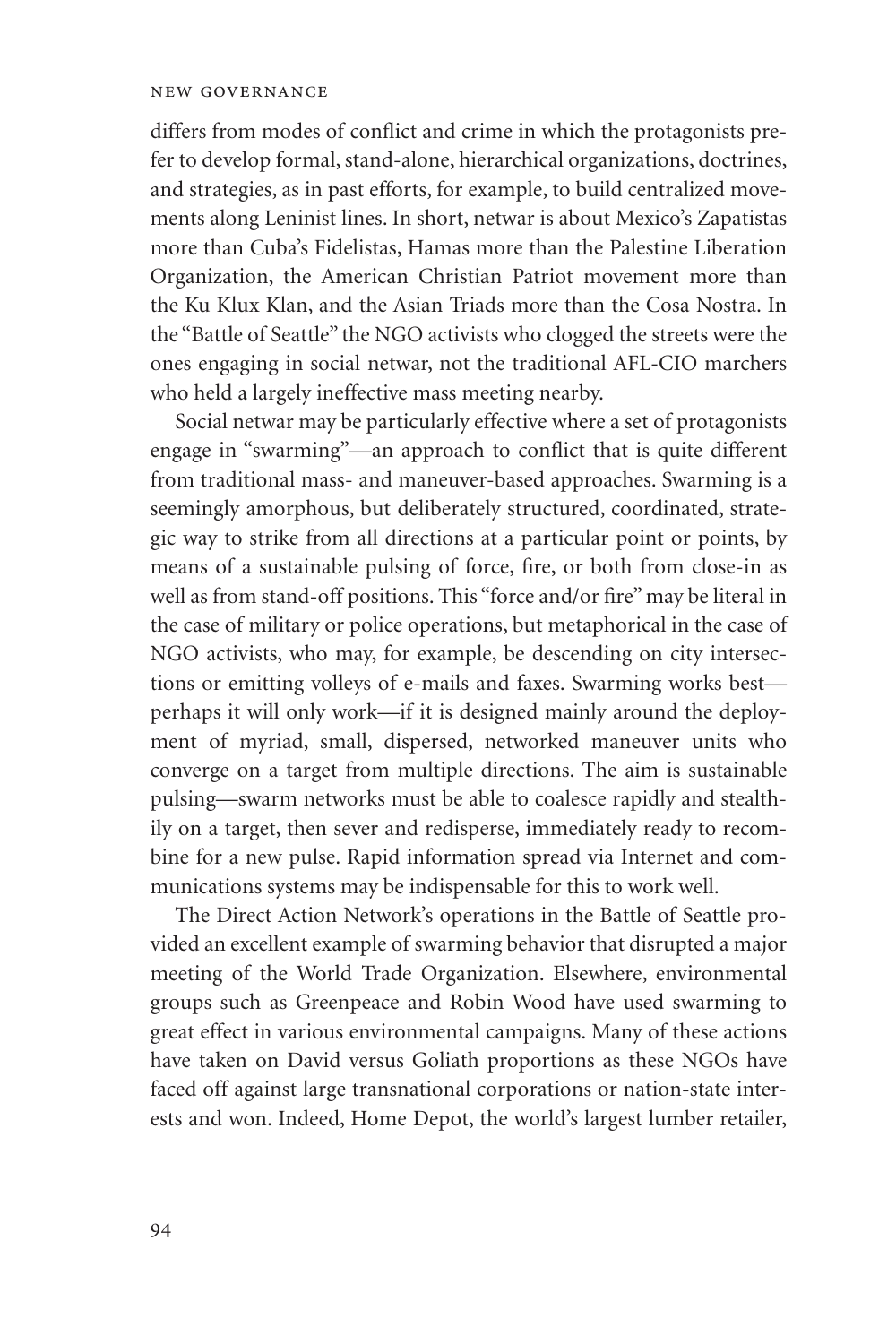differs from modes of conflict and crime in which the protagonists prefer to develop formal, stand-alone, hierarchical organizations, doctrines, and strategies, as in past efforts, for example, to build centralized movements along Leninist lines. In short, netwar is about Mexico's Zapatistas more than Cuba's Fidelistas, Hamas more than the Palestine Liberation Organization, the American Christian Patriot movement more than the Ku Klux Klan, and the Asian Triads more than the Cosa Nostra. In the "Battle of Seattle" the NGO activists who clogged the streets were the ones engaging in social netwar, not the traditional AFL-CIO marchers who held a largely ineffective mass meeting nearby.

Social netwar may be particularly effective where a set of protagonists engage in "swarming"—an approach to conflict that is quite different from traditional mass- and maneuver-based approaches. Swarming is a seemingly amorphous, but deliberately structured, coordinated, strategic way to strike from all directions at a particular point or points, by means of a sustainable pulsing of force, fire, or both from close-in as well as from stand-off positions. This "force and/or fire" may be literal in the case of military or police operations, but metaphorical in the case of NGO activists, who may, for example, be descending on city intersections or emitting volleys of e-mails and faxes. Swarming works best—perhaps it will only work—if it is designed mainly around the deployment of myriad, small, dispersed, networked maneuver units who converge on a target from multiple directions. The aim is sustainable pulsing—swarm networks must be able to coalesce rapidly and stealthily on a target, then sever and redisperse, immediately ready to recombine for a new pulse. Rapid information spread via Internet and communications systems may be indispensable for this to work well.

The Direct Action Network's operations in the Battle of Seattle provided an excellent example of swarming behavior that disrupted a major meeting of the World Trade Organization. Elsewhere, environmental groups such as Greenpeace and Robin Wood have used swarming to great effect in various environmental campaigns. Many of these actions have taken on David versus Goliath proportions as these NGOs have faced off against large transnational corporations or nation-state interests and won. Indeed, Home Depot, the world's largest lumber retailer,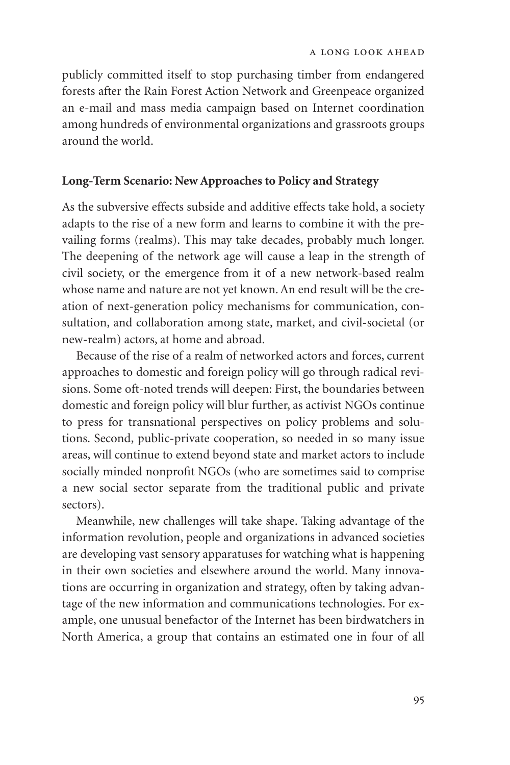publicly committed itself to stop purchasing timber from endangered forests after the Rain Forest Action Network and Greenpeace organized an e-mail and mass media campaign based on Internet coordination among hundreds of environmental organizations and grassroots groups around the world.

### Long-Term Scenario: New Approaches to Policy and Strategy

As the subversive effects subside and additive effects take hold, a society adapts to the rise of a new form and learns to combine it with the prevailing forms (realms). This may take decades, probably much longer. The deepening of the network age will cause a leap in the strength of civil society, or the emergence from it of a new network-based realm whose name and nature are not yet known. An end result will be the creation of next-generation policy mechanisms for communication, consultation, and collaboration among state, market, and civil-societal (or new-realm) actors, at home and abroad.

Because of the rise of a realm of networked actors and forces, current approaches to domestic and foreign policy will go through radical revisions. Some oft-noted trends will deepen: First, the boundaries between domestic and foreign policy will blur further, as activist NGOs continue to press for transnational perspectives on policy problems and solutions. Second, public-private cooperation, so needed in so many issue areas, will continue to extend beyond state and market actors to include socially minded nonprofit NGOs (who are sometimes said to comprise a new social sector separate from the traditional public and private sectors).

Meanwhile, new challenges will take shape. Taking advantage of the information revolution, people and organizations in advanced societies are developing vast sensory apparatuses for watching what is happening in their own societies and elsewhere around the world. Many innovations are occurring in organization and strategy, often by taking advantage of the new information and communications technologies. For example, one unusual benefactor of the Internet has been birdwatchers in North America, a group that contains an estimated one in four of all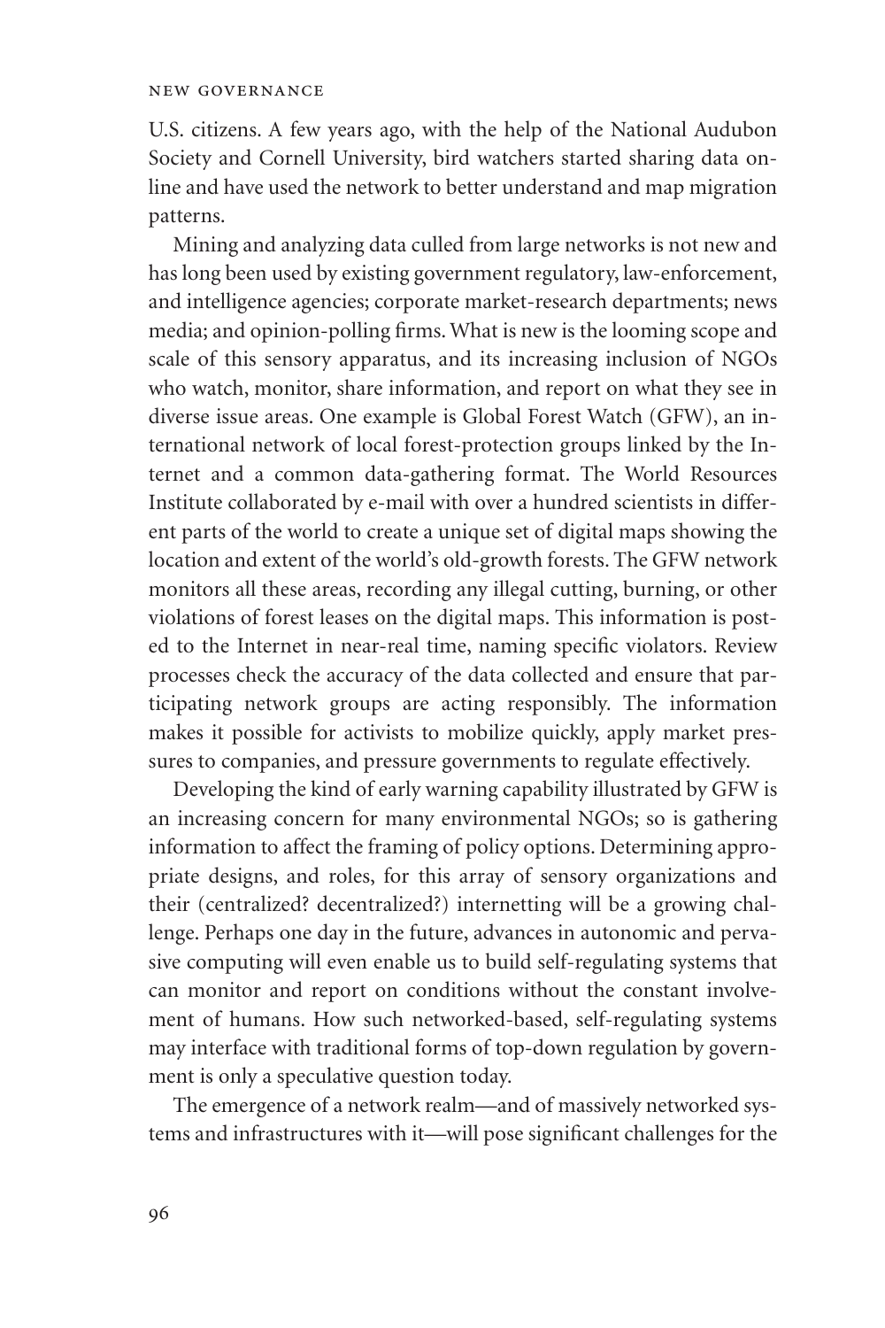U.S. citizens. A few years ago, with the help of the National Audubon Society and Cornell University, bird watchers started sharing data online and have used the network to better understand and map migration patterns.

Mining and analyzing data culled from large networks is not new and has long been used by existing government regulatory, law-enforcement, and intelligence agencies; corporate market-research departments; news media; and opinion-polling firms. What is new is the looming scope and scale of this sensory apparatus, and its increasing inclusion of NGOs who watch, monitor, share information, and report on what they see in diverse issue areas. One example is Global Forest Watch (GFW), an international network of local forest-protection groups linked by the Internet and a common data-gathering format. The World Resources Institute collaborated by e-mail with over a hundred scientists in different parts of the world to create a unique set of digital maps showing the location and extent of the world's old-growth forests. The GFW network monitors all these areas, recording any illegal cutting, burning, or other violations of forest leases on the digital maps. This information is posted to the Internet in near-real time, naming specific violators. Review processes check the accuracy of the data collected and ensure that participating network groups are acting responsibly. The information makes it possible for activists to mobilize quickly, apply market pressures to companies, and pressure governments to regulate effectively.

Developing the kind of early warning capability illustrated by GFW is an increasing concern for many environmental NGOs; so is gathering information to affect the framing of policy options. Determining appropriate designs, and roles, for this array of sensory organizations and their (centralized? decentralized?) internetting will be a growing challenge. Perhaps one day in the future, advances in autonomic and pervasive computing will even enable us to build self-regulating systems that can monitor and report on conditions without the constant involvement of humans. How such networked-based, self-regulating systems may interface with traditional forms of top-down regulation by government is only a speculative question today.

The emergence of a network realm—and of massively networked systems and infrastructures with it—will pose significant challenges for the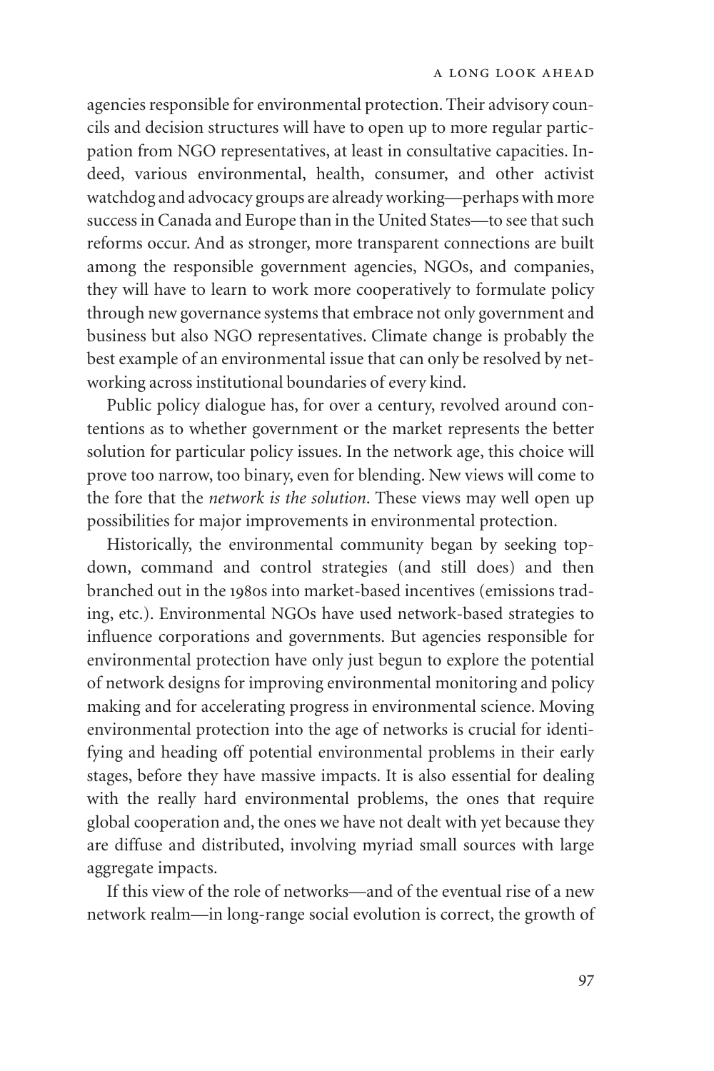agencies responsible for environmental protection. Their advisory councils and decision structures will have to open up to more regular participation from NGO representatives, at least in consultative capacities. Indeed, various environmental, health, consumer, and other activist watchdog and advocacy groups are already working—perhaps with more success in Canada and Europe than in the United States—to see that such reforms occur. And as stronger, more transparent connections are built among the responsible government agencies, NGOs, and companies, they will have to learn to work more cooperatively to formulate policy through new governance systems that embrace not only government and business but also NGO representatives. Climate change is probably the best example of an environmental issue that can only be resolved by networking across institutional boundaries of every kind.

Public policy dialogue has, for over a century, revolved around contentions as to whether government or the market represents the better solution for particular policy issues. In the network age, this choice will prove too narrow, too binary, even for blending. New views will come to the fore that the *network is the solution*. These views may well open up possibilities for major improvements in environmental protection.

Historically, the environmental community began by seeking top-down, command and control strategies (and still does) and then branched out in the 1980s into market-based incentives (emissions trading, etc.). Environmental NGOs have used network-based strategies to influence corporations and governments. But agencies responsible for environmental protection have only just begun to explore the potential of network designs for improving environmental monitoring and policy making and for accelerating progress in environmental science. Moving environmental protection into the age of networks is crucial for identifying and heading off potential environmental problems in their early stages, before they have massive impacts. It is also essential for dealing with the really hard environmental problems, the ones that require global cooperation and, the ones we have not dealt with yet because they are diffuse and distributed, involving myriad small sources with large aggregate impacts.

If this view of the role of networks—and of the eventual rise of a new network realm—in long-range social evolution is correct, the growth of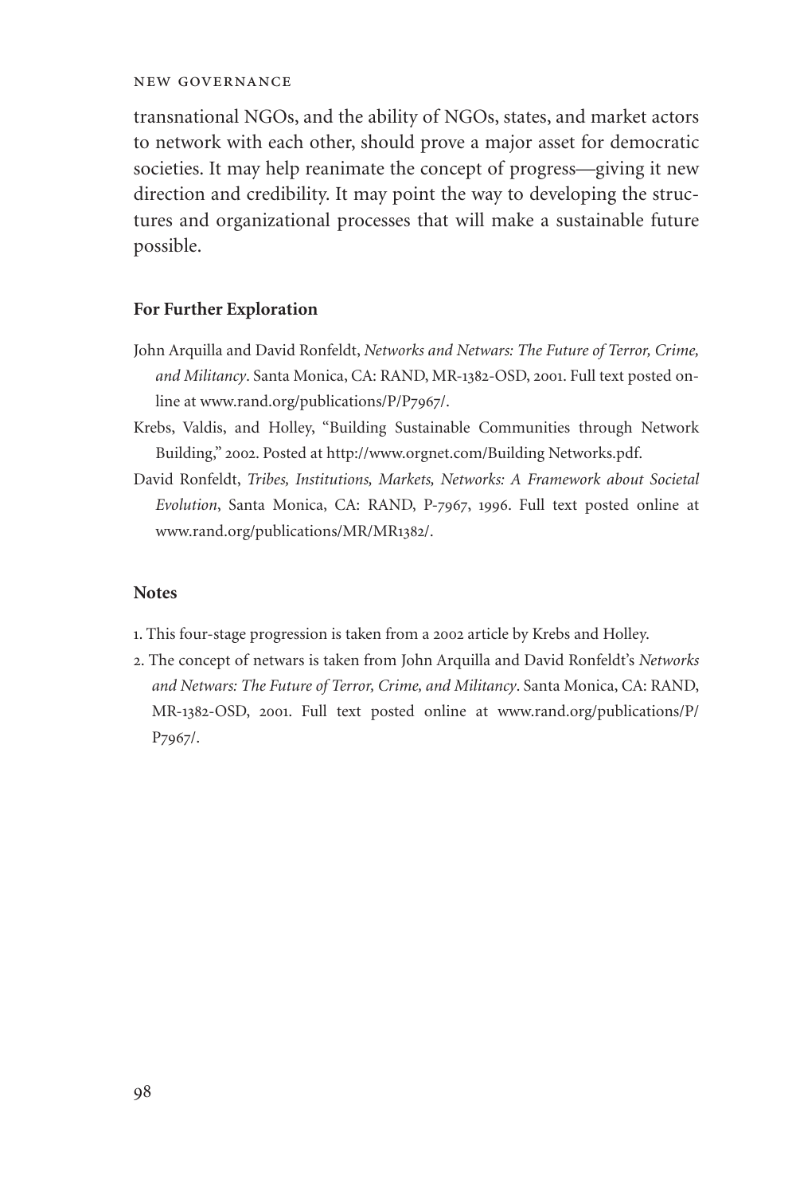transnational NGOs, and the ability of NGOs, states, and market actors to network with each other, should prove a major asset for democratic societies. It may help reanimate the concept of progress—giving it new direction and credibility. It may point the way to developing the structures and organizational processes that will make a sustainable future possible.

### For Further Exploration

John Arquilla and David Ronfeldt, *Networks and Netwars: The Future of Terror, Crime, and Militancy*. Santa Monica, CA: RAND, MR-1382-OSD, 2001. Full text posted online at www.rand.org/publications/P/P7967/.

Krebs, Valdis, and Holley, "Building Sustainable Communities through Network Building," 2002. Posted at http://www.orgnet.com/Building Networks.pdf.

David Ronfeldt, *Tribes, Institutions, Markets, Networks: A Framework about Societal Evolution*, Santa Monica, CA: RAND, P-7967, 1996. Full text posted online at www.rand.org/publications/MR/MR1382/.

### Notes

1. This four-stage progression is taken from a 2002 article by Krebs and Holley.
2. The concept of netwars is taken from John Arquilla and David Ronfeldt's *Networks and Netwars: The Future of Terror, Crime, and Militancy*. Santa Monica, CA: RAND, MR-1382-OSD, 2001. Full text posted online at www.rand.org/publications/P/P7967/.